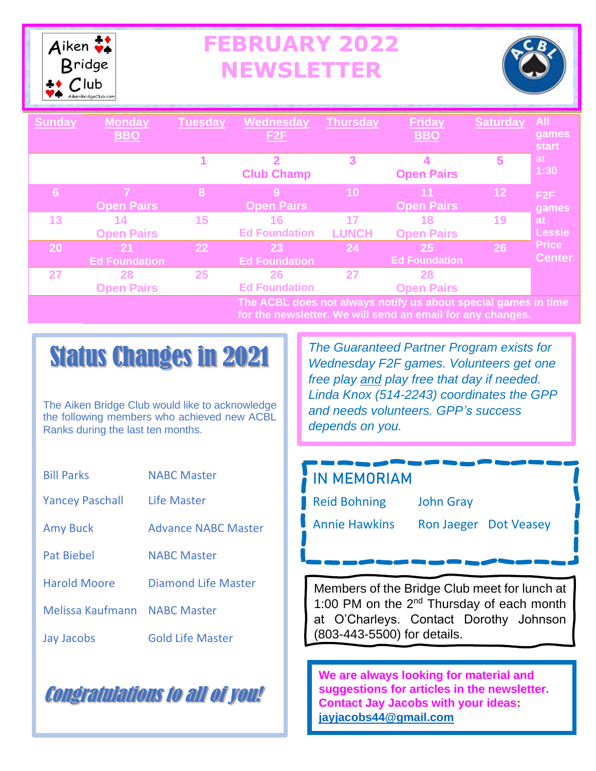Aiken Bridge Club
AikenBridgeClub.com

# FEBRUARY 2022 NEWSLETTER

ACBL

| Sunday | Monday BBO | Tuesday | Wednesday F2F | Thursday | Friday BBO | Saturday | All games start at 1:30 |
|---|---|---|---|---|---|---|---|
| | | 1 | 2 Club Champ | 3 | 4 Open Pairs | 5 | |
| 6 | 7 Open Pairs | 8 | 9 Open Pairs | 10 | 11 Open Pairs | 12 | F2F games at Lessie Price Center |
| 13 | 14 Open Pairs | 15 | 16 Ed Foundation | 17 LUNCH | 18 Open Pairs | 19 | |
| 20 | 21 Ed Foundation | 22 | 23 Ed Foundation | 24 | 25 Ed Foundation | 26 | |
| 27 | 28 Open Pairs | 25 | 26 Ed Foundation | 27 | 28 Open Pairs | | |

The ACBL does not always notify us about special games in time for the newsletter. We will send an email for any changes.

## Status Changes in 2021

The Aiken Bridge Club would like to acknowledge the following members who achieved new ACBL Ranks during the last ten months.

| | |
|---|---|
| Bill Parks | NABC Master |
| Yancey Paschall | Life Master |
| Amy Buck | Advance NABC Master |
| Pat Biebel | NABC Master |
| Harold Moore | Diamond Life Master |
| Melissa Kaufmann | NABC Master |
| Jay Jacobs | Gold Life Master |

*Congratulations to all of you!*

*The Guaranteed Partner Program exists for Wednesday F2F games. Volunteers get one free play and play free that day if needed. Linda Knox (514-2243) coordinates the GPP and needs volunteers. GPP's success depends on you.*

## IN MEMORIAM

Reid Bohning
John Gray
Annie Hawkins
Ron Jaeger
Dot Veasey

Members of the Bridge Club meet for lunch at 1:00 PM on the 2nd Thursday of each month at O'Charleys. Contact Dorothy Johnson (803-443-5500) for details.

**We are always looking for material and suggestions for articles in the newsletter. Contact Jay Jacobs with your ideas: jayjacobs44@gmail.com**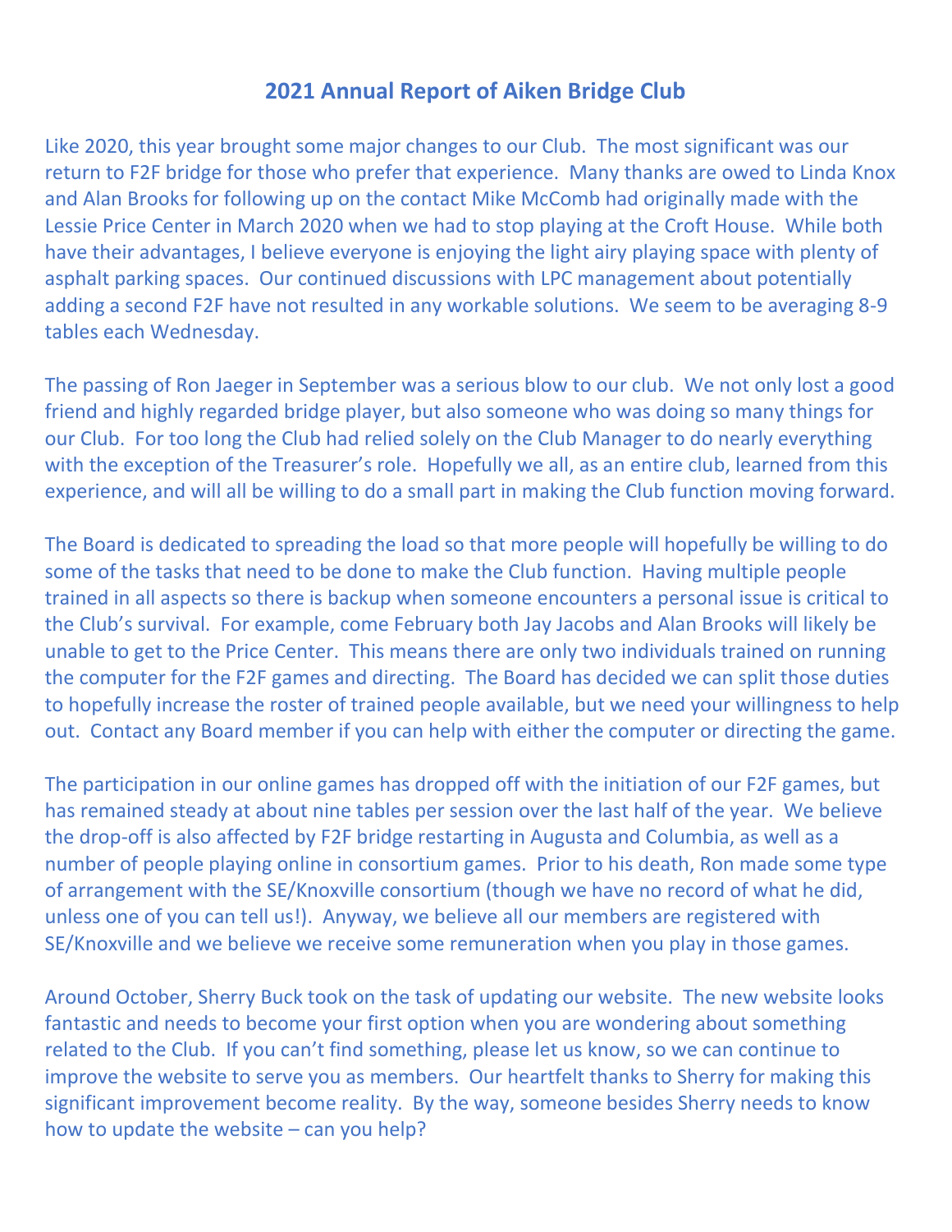# 2021 Annual Report of Aiken Bridge Club

Like 2020, this year brought some major changes to our Club. The most significant was our return to F2F bridge for those who prefer that experience. Many thanks are owed to Linda Knox and Alan Brooks for following up on the contact Mike McComb had originally made with the Lessie Price Center in March 2020 when we had to stop playing at the Croft House. While both have their advantages, I believe everyone is enjoying the light airy playing space with plenty of asphalt parking spaces. Our continued discussions with LPC management about potentially adding a second F2F have not resulted in any workable solutions. We seem to be averaging 8-9 tables each Wednesday.

The passing of Ron Jaeger in September was a serious blow to our club. We not only lost a good friend and highly regarded bridge player, but also someone who was doing so many things for our Club. For too long the Club had relied solely on the Club Manager to do nearly everything with the exception of the Treasurer's role. Hopefully we all, as an entire club, learned from this experience, and will all be willing to do a small part in making the Club function moving forward.

The Board is dedicated to spreading the load so that more people will hopefully be willing to do some of the tasks that need to be done to make the Club function. Having multiple people trained in all aspects so there is backup when someone encounters a personal issue is critical to the Club's survival. For example, come February both Jay Jacobs and Alan Brooks will likely be unable to get to the Price Center. This means there are only two individuals trained on running the computer for the F2F games and directing. The Board has decided we can split those duties to hopefully increase the roster of trained people available, but we need your willingness to help out. Contact any Board member if you can help with either the computer or directing the game.

The participation in our online games has dropped off with the initiation of our F2F games, but has remained steady at about nine tables per session over the last half of the year. We believe the drop-off is also affected by F2F bridge restarting in Augusta and Columbia, as well as a number of people playing online in consortium games. Prior to his death, Ron made some type of arrangement with the SE/Knoxville consortium (though we have no record of what he did, unless one of you can tell us!). Anyway, we believe all our members are registered with SE/Knoxville and we believe we receive some remuneration when you play in those games.

Around October, Sherry Buck took on the task of updating our website. The new website looks fantastic and needs to become your first option when you are wondering about something related to the Club. If you can't find something, please let us know, so we can continue to improve the website to serve you as members. Our heartfelt thanks to Sherry for making this significant improvement become reality. By the way, someone besides Sherry needs to know how to update the website – can you help?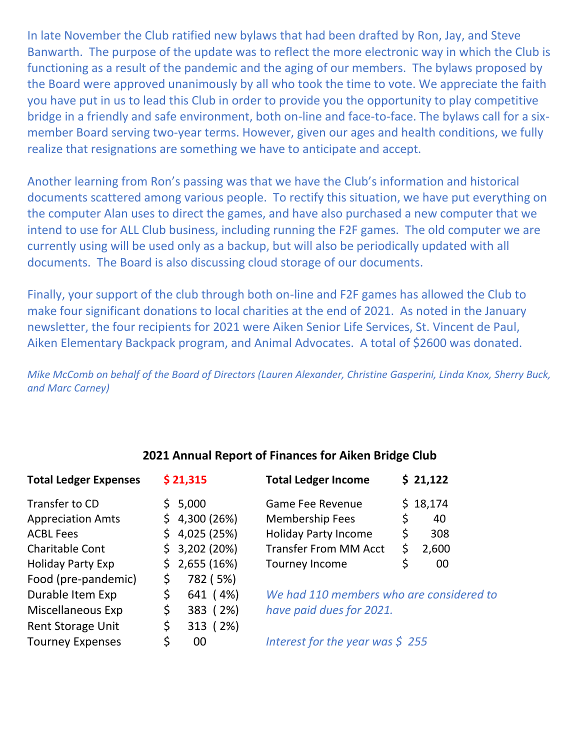In late November the Club ratified new bylaws that had been drafted by Ron, Jay, and Steve Banwarth. The purpose of the update was to reflect the more electronic way in which the Club is functioning as a result of the pandemic and the aging of our members. The bylaws proposed by the Board were approved unanimously by all who took the time to vote. We appreciate the faith you have put in us to lead this Club in order to provide you the opportunity to play competitive bridge in a friendly and safe environment, both on-line and face-to-face. The bylaws call for a six-member Board serving two-year terms. However, given our ages and health conditions, we fully realize that resignations are something we have to anticipate and accept.

Another learning from Ron's passing was that we have the Club's information and historical documents scattered among various people. To rectify this situation, we have put everything on the computer Alan uses to direct the games, and have also purchased a new computer that we intend to use for ALL Club business, including running the F2F games. The old computer we are currently using will be used only as a backup, but will also be periodically updated with all documents. The Board is also discussing cloud storage of our documents.

Finally, your support of the club through both on-line and F2F games has allowed the Club to make four significant donations to local charities at the end of 2021. As noted in the January newsletter, the four recipients for 2021 were Aiken Senior Life Services, St. Vincent de Paul, Aiken Elementary Backpack program, and Animal Advocates. A total of $2600 was donated.

*Mike McComb on behalf of the Board of Directors (Lauren Alexander, Christine Gasperini, Linda Knox, Sherry Buck, and Marc Carney)*

**2021 Annual Report of Finances for Aiken Bridge Club**

| **Total Ledger Expenses** | **$ 21,315** | **Total Ledger Income** | **$ 21,122** |
|---|---|---|---|
| Transfer to CD | $ 5,000 | Game Fee Revenue | $ 18,174 |
| Appreciation Amts | $ 4,300 (26%) | Membership Fees | $ 40 |
| ACBL Fees | $ 4,025 (25%) | Holiday Party Income | $ 308 |
| Charitable Cont | $ 3,202 (20%) | Transfer From MM Acct | $ 2,600 |
| Holiday Party Exp | $ 2,655 (16%) | Tourney Income | $ 00 |
| Food (pre-pandemic) | $ 782 ( 5%) | | |
| Durable Item Exp | $ 641 ( 4%) | | |
| Miscellaneous Exp | $ 383 ( 2%) | | |
| Rent Storage Unit | $ 313 ( 2%) | | |
| Tourney Expenses | $ 00 | | |

*We had 110 members who are considered to have paid dues for 2021.*

*Interest for the year was $ 255*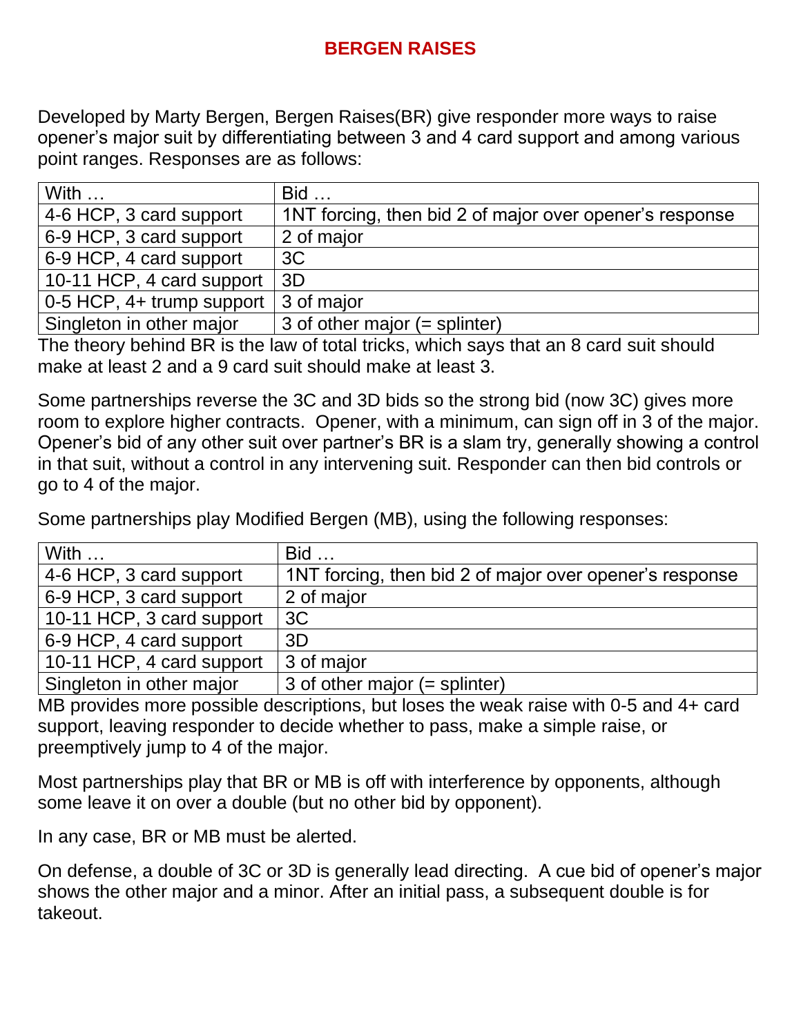# BERGEN RAISES

Developed by Marty Bergen, Bergen Raises(BR) give responder more ways to raise opener's major suit by differentiating between 3 and 4 card support and among various point ranges. Responses are as follows:

| With … | Bid … |
|---|---|
| 4-6 HCP, 3 card support | 1NT forcing, then bid 2 of major over opener's response |
| 6-9 HCP, 3 card support | 2 of major |
| 6-9 HCP, 4 card support | 3C |
| 10-11 HCP, 4 card support | 3D |
| 0-5 HCP, 4+ trump support | 3 of major |
| Singleton in other major | 3 of other major (= splinter) |

The theory behind BR is the law of total tricks, which says that an 8 card suit should make at least 2 and a 9 card suit should make at least 3.

Some partnerships reverse the 3C and 3D bids so the strong bid (now 3C) gives more room to explore higher contracts. Opener, with a minimum, can sign off in 3 of the major. Opener's bid of any other suit over partner's BR is a slam try, generally showing a control in that suit, without a control in any intervening suit. Responder can then bid controls or go to 4 of the major.

Some partnerships play Modified Bergen (MB), using the following responses:

| With … | Bid … |
|---|---|
| 4-6 HCP, 3 card support | 1NT forcing, then bid 2 of major over opener's response |
| 6-9 HCP, 3 card support | 2 of major |
| 10-11 HCP, 3 card support | 3C |
| 6-9 HCP, 4 card support | 3D |
| 10-11 HCP, 4 card support | 3 of major |
| Singleton in other major | 3 of other major (= splinter) |

MB provides more possible descriptions, but loses the weak raise with 0-5 and 4+ card support, leaving responder to decide whether to pass, make a simple raise, or preemptively jump to 4 of the major.

Most partnerships play that BR or MB is off with interference by opponents, although some leave it on over a double (but no other bid by opponent).

In any case, BR or MB must be alerted.

On defense, a double of 3C or 3D is generally lead directing. A cue bid of opener's major shows the other major and a minor. After an initial pass, a subsequent double is for takeout.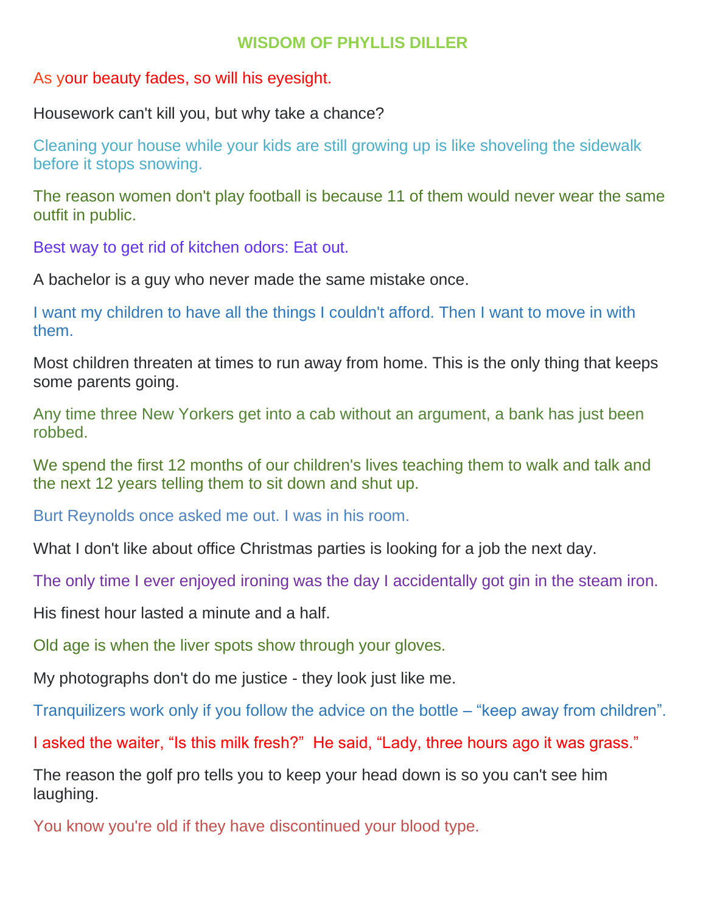# WISDOM OF PHYLLIS DILLER

As your beauty fades, so will his eyesight.

Housework can't kill you, but why take a chance?

Cleaning your house while your kids are still growing up is like shoveling the sidewalk before it stops snowing.

The reason women don't play football is because 11 of them would never wear the same outfit in public.

Best way to get rid of kitchen odors: Eat out.

A bachelor is a guy who never made the same mistake once.

I want my children to have all the things I couldn't afford. Then I want to move in with them.

Most children threaten at times to run away from home. This is the only thing that keeps some parents going.

Any time three New Yorkers get into a cab without an argument, a bank has just been robbed.

We spend the first 12 months of our children's lives teaching them to walk and talk and the next 12 years telling them to sit down and shut up.

Burt Reynolds once asked me out. I was in his room.

What I don't like about office Christmas parties is looking for a job the next day.

The only time I ever enjoyed ironing was the day I accidentally got gin in the steam iron.

His finest hour lasted a minute and a half.

Old age is when the liver spots show through your gloves.

My photographs don't do me justice - they look just like me.

Tranquilizers work only if you follow the advice on the bottle – "keep away from children".

I asked the waiter, "Is this milk fresh?"  He said, "Lady, three hours ago it was grass."

The reason the golf pro tells you to keep your head down is so you can't see him laughing.

You know you're old if they have discontinued your blood type.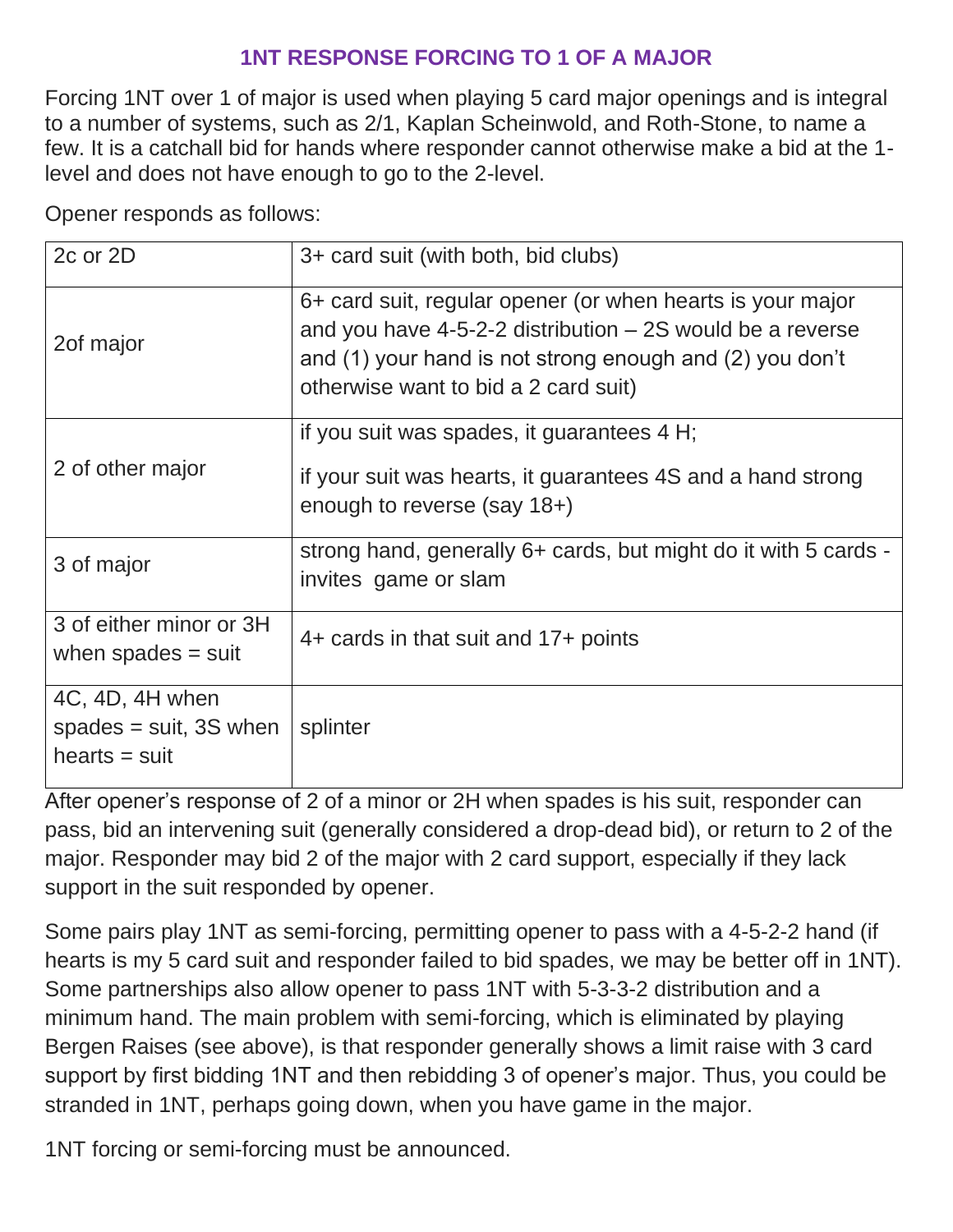## 1NT RESPONSE FORCING TO 1 OF A MAJOR

Forcing 1NT over 1 of major is used when playing 5 card major openings and is integral to a number of systems, such as 2/1, Kaplan Scheinwold, and Roth-Stone, to name a few. It is a catchall bid for hands where responder cannot otherwise make a bid at the 1-level and does not have enough to go to the 2-level.

Opener responds as follows:

| | |
|---|---|
| 2c or 2D | 3+ card suit (with both, bid clubs) |
| 2of major | 6+ card suit, regular opener (or when hearts is your major and you have 4-5-2-2 distribution – 2S would be a reverse and (1) your hand is not strong enough and (2) you don't otherwise want to bid a 2 card suit) |
| 2 of other major | if you suit was spades, it guarantees 4 H; if your suit was hearts, it guarantees 4S and a hand strong enough to reverse (say 18+) |
| 3 of major | strong hand, generally 6+ cards, but might do it with 5 cards - invites game or slam |
| 3 of either minor or 3H when spades = suit | 4+ cards in that suit and 17+ points |
| 4C, 4D, 4H when spades = suit, 3S when hearts = suit | splinter |

After opener's response of 2 of a minor or 2H when spades is his suit, responder can pass, bid an intervening suit (generally considered a drop-dead bid), or return to 2 of the major. Responder may bid 2 of the major with 2 card support, especially if they lack support in the suit responded by opener.

Some pairs play 1NT as semi-forcing, permitting opener to pass with a 4-5-2-2 hand (if hearts is my 5 card suit and responder failed to bid spades, we may be better off in 1NT). Some partnerships also allow opener to pass 1NT with 5-3-3-2 distribution and a minimum hand. The main problem with semi-forcing, which is eliminated by playing Bergen Raises (see above), is that responder generally shows a limit raise with 3 card support by first bidding 1NT and then rebidding 3 of opener's major. Thus, you could be stranded in 1NT, perhaps going down, when you have game in the major.

1NT forcing or semi-forcing must be announced.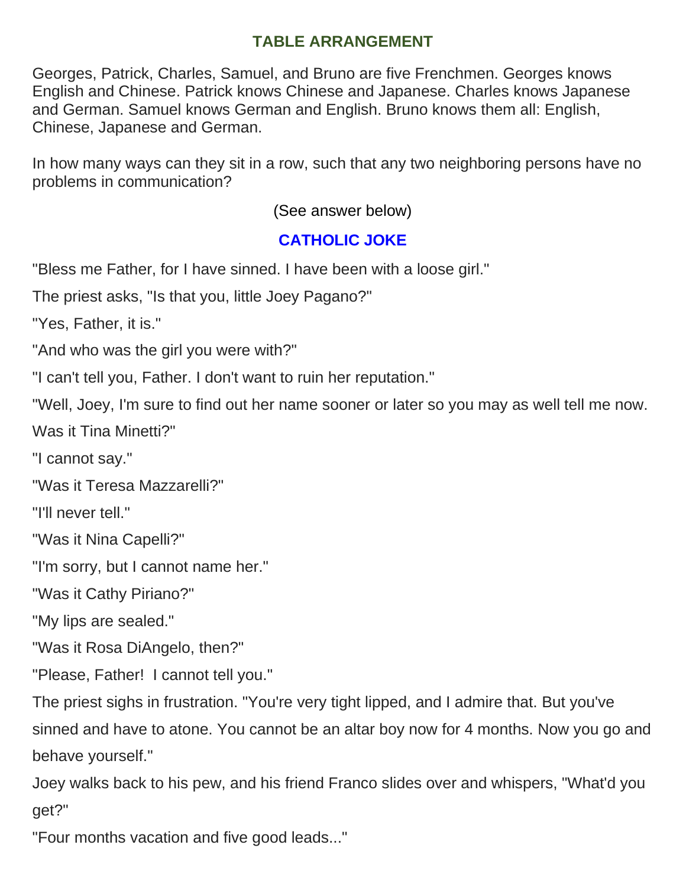## TABLE ARRANGEMENT

Georges, Patrick, Charles, Samuel, and Bruno are five Frenchmen. Georges knows English and Chinese. Patrick knows Chinese and Japanese. Charles knows Japanese and German. Samuel knows German and English. Bruno knows them all: English, Chinese, Japanese and German.

In how many ways can they sit in a row, such that any two neighboring persons have no problems in communication?

(See answer below)

## CATHOLIC JOKE

"Bless me Father, for I have sinned. I have been with a loose girl."

The priest asks, "Is that you, little Joey Pagano?"

"Yes, Father, it is."

"And who was the girl you were with?"

"I can't tell you, Father. I don't want to ruin her reputation."

"Well, Joey, I'm sure to find out her name sooner or later so you may as well tell me now.

Was it Tina Minetti?"

"I cannot say."

"Was it Teresa Mazzarelli?"

"I'll never tell."

"Was it Nina Capelli?"

"I'm sorry, but I cannot name her."

"Was it Cathy Piriano?"

"My lips are sealed."

"Was it Rosa DiAngelo, then?"

"Please, Father! I cannot tell you."

The priest sighs in frustration. "You're very tight lipped, and I admire that. But you've sinned and have to atone. You cannot be an altar boy now for 4 months. Now you go and behave yourself."

Joey walks back to his pew, and his friend Franco slides over and whispers, "What'd you get?"

"Four months vacation and five good leads..."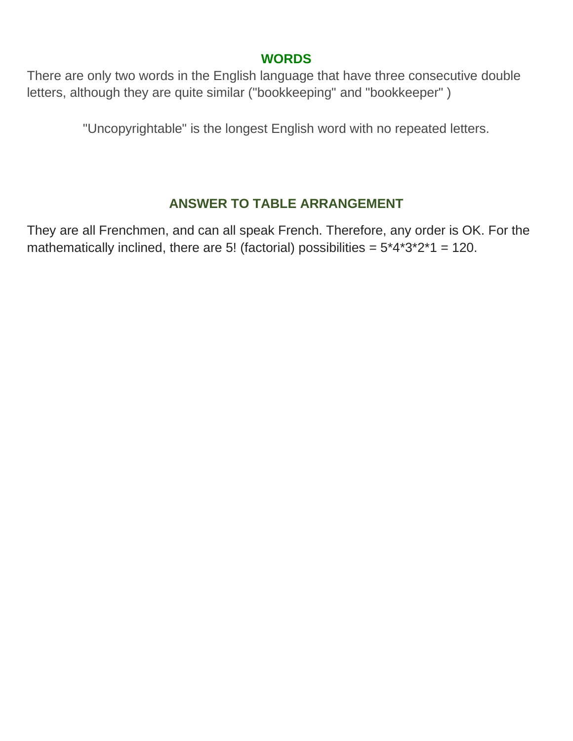## WORDS

There are only two words in the English language that have three consecutive double letters, although they are quite similar ("bookkeeping" and "bookkeeper" )

"Uncopyrightable" is the longest English word with no repeated letters.

## ANSWER TO TABLE ARRANGEMENT

They are all Frenchmen, and can all speak French. Therefore, any order is OK. For the mathematically inclined, there are 5! (factorial) possibilities = 5*4*3*2*1 = 120.